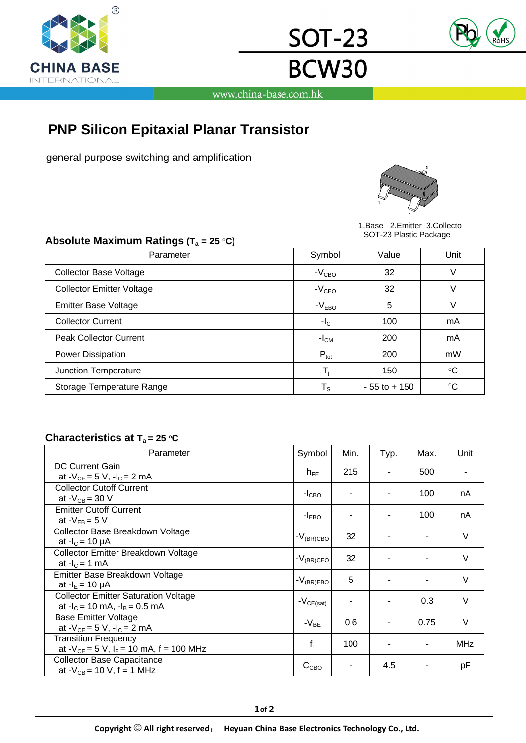SOT-23

# BCW30

www.china-base.com.hk

## PNP Silicon Epitaxial Planar Transistor

general purpose switching and amplification

1.Base 2.Emitter 3.Collecto
SOT-23 Plastic Package

### Absolute Maximum Ratings ($T_a$ = 25 °C)

| Parameter | Symbol | Value | Unit |
|---|---|---|---|
| Collector Base Voltage | $-V_{CBO}$ | 32 | V |
| Collector Emitter Voltage | $-V_{CEO}$ | 32 | V |
| Emitter Base Voltage | $-V_{EBO}$ | 5 | V |
| Collector Current | $-I_C$ | 100 | mA |
| Peak Collector Current | $-I_{CM}$ | 200 | mA |
| Power Dissipation | $P_{tot}$ | 200 | mW |
| Junction Temperature | $T_j$ | 150 | °C |
| Storage Temperature Range | $T_S$ | - 55 to + 150 | °C |

### Characteristics at $T_a$ = 25 °C

| Parameter | Symbol | Min. | Typ. | Max. | Unit |
|---|---|---|---|---|---|
| DC Current Gain<br>at $-V_{CE}$ = 5 V, $-I_C$ = 2 mA | $h_{FE}$ | 215 | - | 500 | - |
| Collector Cutoff Current<br>at $-V_{CB}$ = 30 V | $-I_{CBO}$ | - | - | 100 | nA |
| Emitter Cutoff Current<br>at $-V_{EB}$ = 5 V | $-I_{EBO}$ | - | - | 100 | nA |
| Collector Base Breakdown Voltage<br>at $-I_C$ = 10 µA | $-V_{(BR)CBO}$ | 32 | - | - | V |
| Collector Emitter Breakdown Voltage<br>at $-I_C$ = 1 mA | $-V_{(BR)CEO}$ | 32 | - | - | V |
| Emitter Base Breakdown Voltage<br>at $-I_E$ = 10 µA | $-V_{(BR)EBO}$ | 5 | - | - | V |
| Collector Emitter Saturation Voltage<br>at $-I_C$ = 10 mA, $-I_B$ = 0.5 mA | $-V_{CE(sat)}$ | - | - | 0.3 | V |
| Base Emitter Voltage<br>at $-V_{CE}$ = 5 V, $-I_C$ = 2 mA | $-V_{BE}$ | 0.6 | - | 0.75 | V |
| Transition Frequency<br>at $-V_{CE}$ = 5 V, $I_E$ = 10 mA, f = 100 MHz | $f_T$ | 100 | - | - | MHz |
| Collector Base Capacitance<br>at $-V_{CB}$ = 10 V, f = 1 MHz | $C_{CBO}$ | - | 4.5 | - | pF |

**Copyright © All right reserved： Heyuan China Base Electronics Technology Co., Ltd.**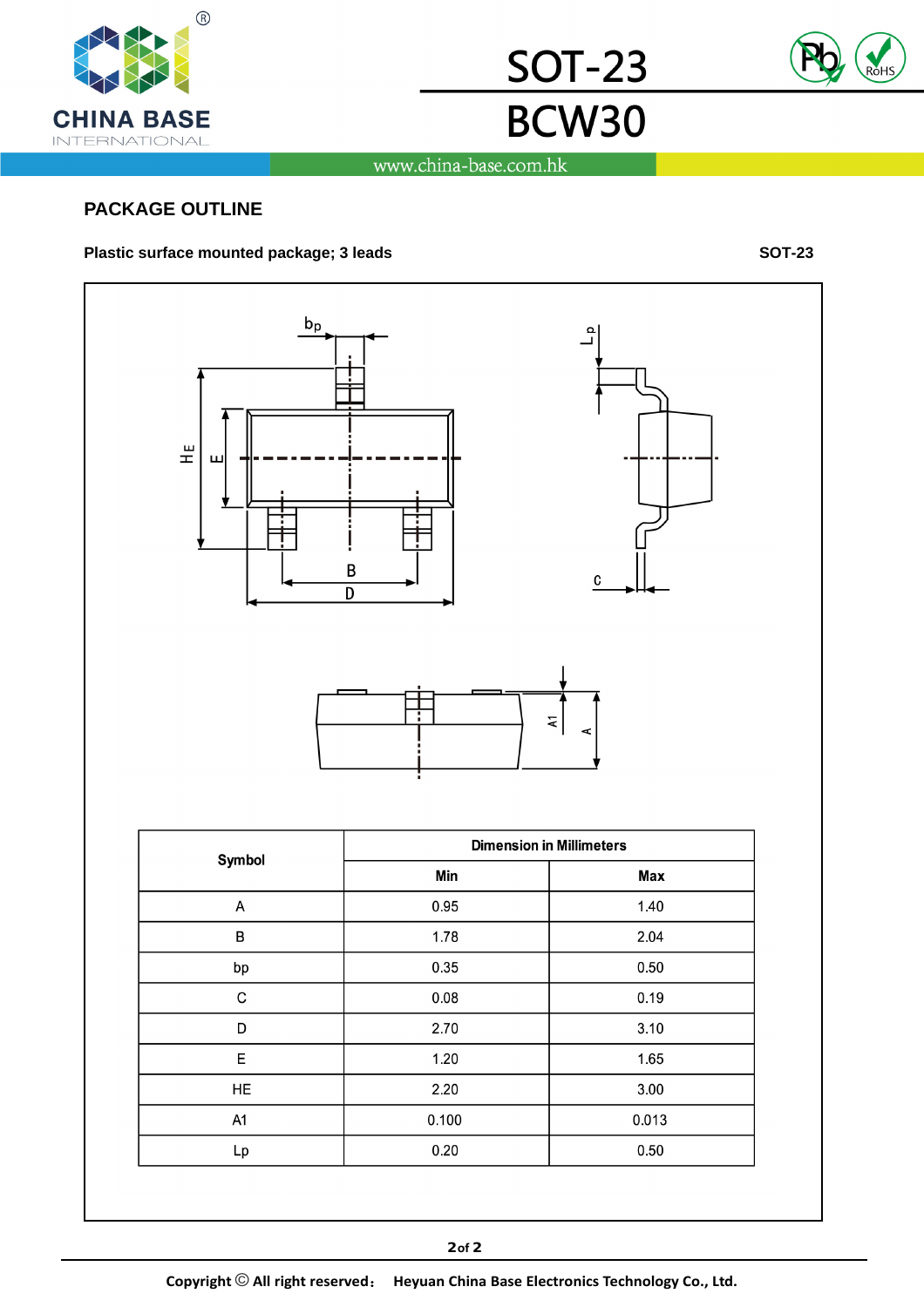# SOT-23
# BCW30

www.china-base.com.hk

## PACKAGE OUTLINE

**Plastic surface mounted package; 3 leads** **SOT-23**

bp
Lp
HE
E
B
D
c
A1
A

| Symbol | Dimension in Millimeters | |
|---|---|---|
| | **Min** | **Max** |
| A | 0.95 | 1.40 |
| B | 1.78 | 2.04 |
| bp | 0.35 | 0.50 |
| C | 0.08 | 0.19 |
| D | 2.70 | 3.10 |
| E | 1.20 | 1.65 |
| HE | 2.20 | 3.00 |
| A1 | 0.100 | 0.013 |
| Lp | 0.20 | 0.50 |

**Copyright © All right reserved： Heyuan China Base Electronics Technology Co., Ltd.**